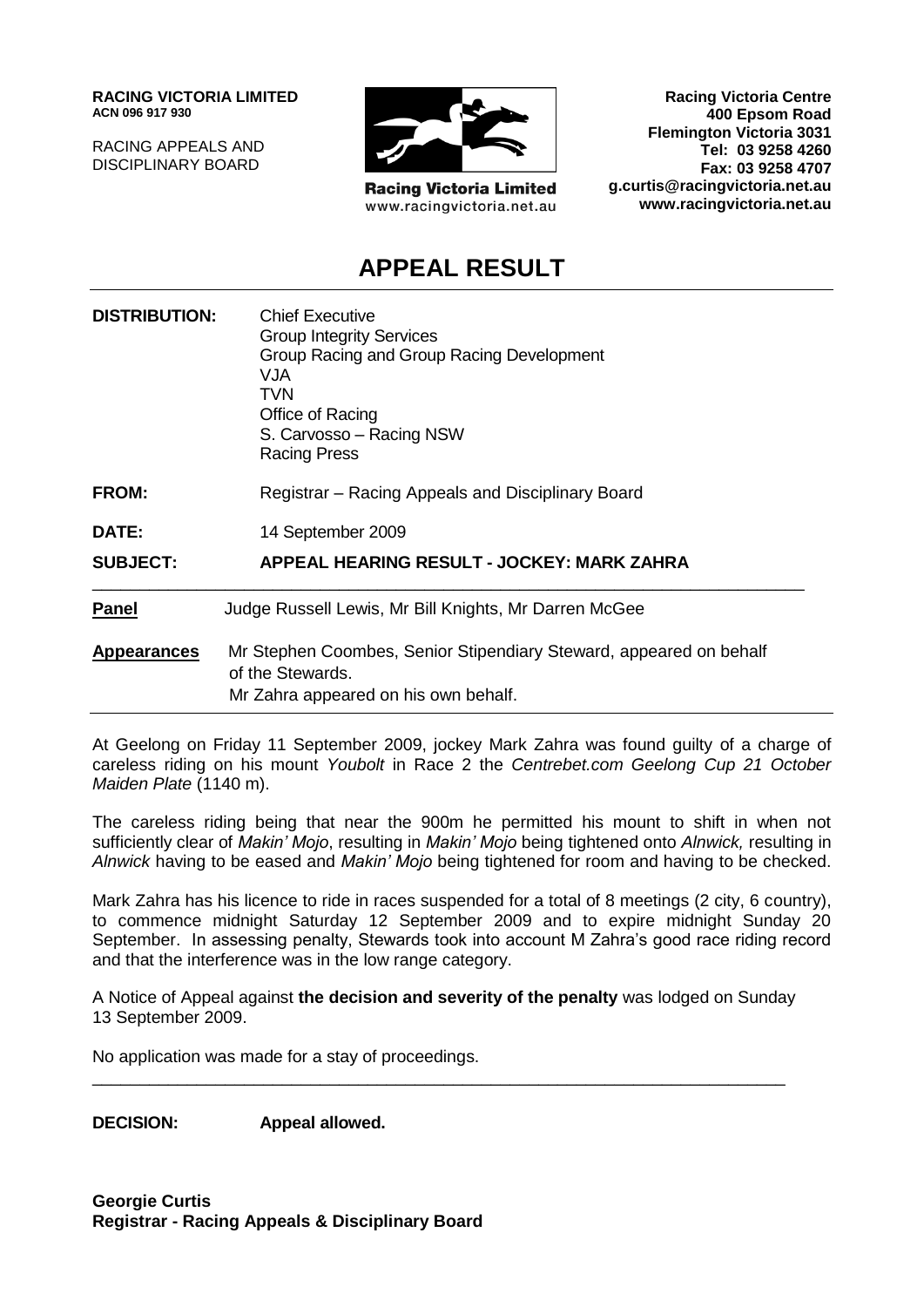**RACING VICTORIA LIMITED**
**ACN 096 917 930**

RACING APPEALS AND
DISCIPLINARY BOARD

**Racing Victoria Limited**
www.racingvictoria.net.au

**Racing Victoria Centre**
**400 Epsom Road**
**Flemington Victoria 3031**
**Tel: 03 9258 4260**
**Fax: 03 9258 4707**
**g.curtis@racingvictoria.net.au**
**www.racingvictoria.net.au**

# APPEAL RESULT

| | |
|---|---|
| **DISTRIBUTION:** | Chief Executive<br>Group Integrity Services<br>Group Racing and Group Racing Development<br>VJA<br>TVN<br>Office of Racing<br>S. Carvosso – Racing NSW<br>Racing Press |
| **FROM:** | Registrar – Racing Appeals and Disciplinary Board |
| **DATE:** | 14 September 2009 |
| **SUBJECT:** | **APPEAL HEARING RESULT - JOCKEY: MARK ZAHRA** |

| | |
|---|---|
| **Panel** | Judge Russell Lewis, Mr Bill Knights, Mr Darren McGee |
| **Appearances** | Mr Stephen Coombes, Senior Stipendiary Steward, appeared on behalf of the Stewards.<br>Mr Zahra appeared on his own behalf. |

At Geelong on Friday 11 September 2009, jockey Mark Zahra was found guilty of a charge of careless riding on his mount *Youbolt* in Race 2 the *Centrebet.com Geelong Cup 21 October Maiden Plate* (1140 m).

The careless riding being that near the 900m he permitted his mount to shift in when not sufficiently clear of *Makin' Mojo*, resulting in *Makin' Mojo* being tightened onto *Alnwick,* resulting in *Alnwick* having to be eased and *Makin' Mojo* being tightened for room and having to be checked.

Mark Zahra has his licence to ride in races suspended for a total of 8 meetings (2 city, 6 country), to commence midnight Saturday 12 September 2009 and to expire midnight Sunday 20 September. In assessing penalty, Stewards took into account M Zahra's good race riding record and that the interference was in the low range category.

A Notice of Appeal against **the decision and severity of the penalty** was lodged on Sunday 13 September 2009.

No application was made for a stay of proceedings.

---

**DECISION:** **Appeal allowed.**

**Georgie Curtis**
**Registrar - Racing Appeals & Disciplinary Board**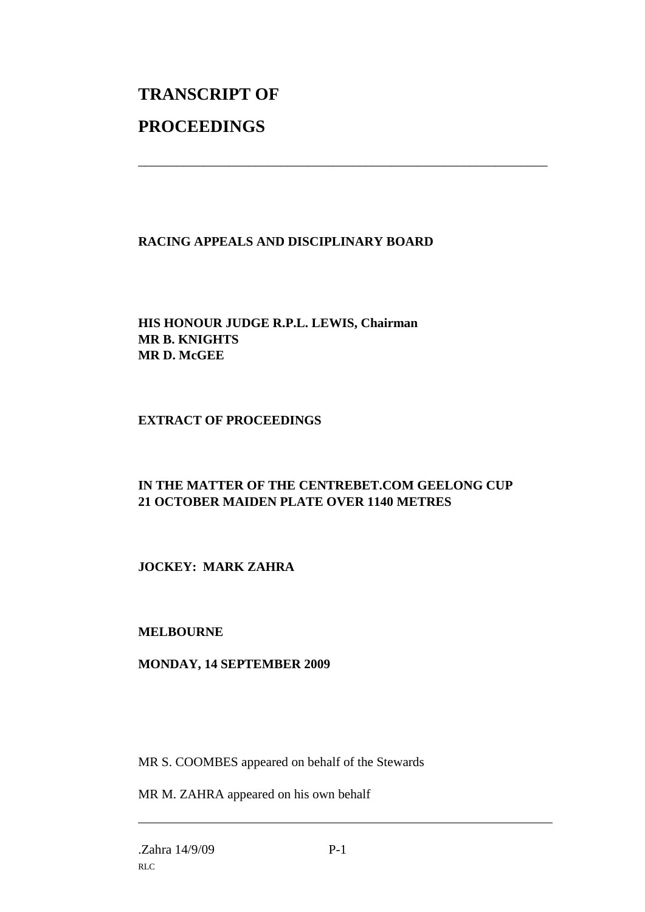# TRANSCRIPT OF

# PROCEEDINGS

---

**RACING APPEALS AND DISCIPLINARY BOARD**

**HIS HONOUR JUDGE R.P.L. LEWIS, Chairman**
**MR B. KNIGHTS**
**MR D. McGEE**

**EXTRACT OF PROCEEDINGS**

**IN THE MATTER OF THE CENTREBET.COM GEELONG CUP**
**21 OCTOBER MAIDEN PLATE OVER 1140 METRES**

**JOCKEY: MARK ZAHRA**

**MELBOURNE**

**MONDAY, 14 SEPTEMBER 2009**

MR S. COOMBES appeared on behalf of the Stewards

MR M. ZAHRA appeared on his own behalf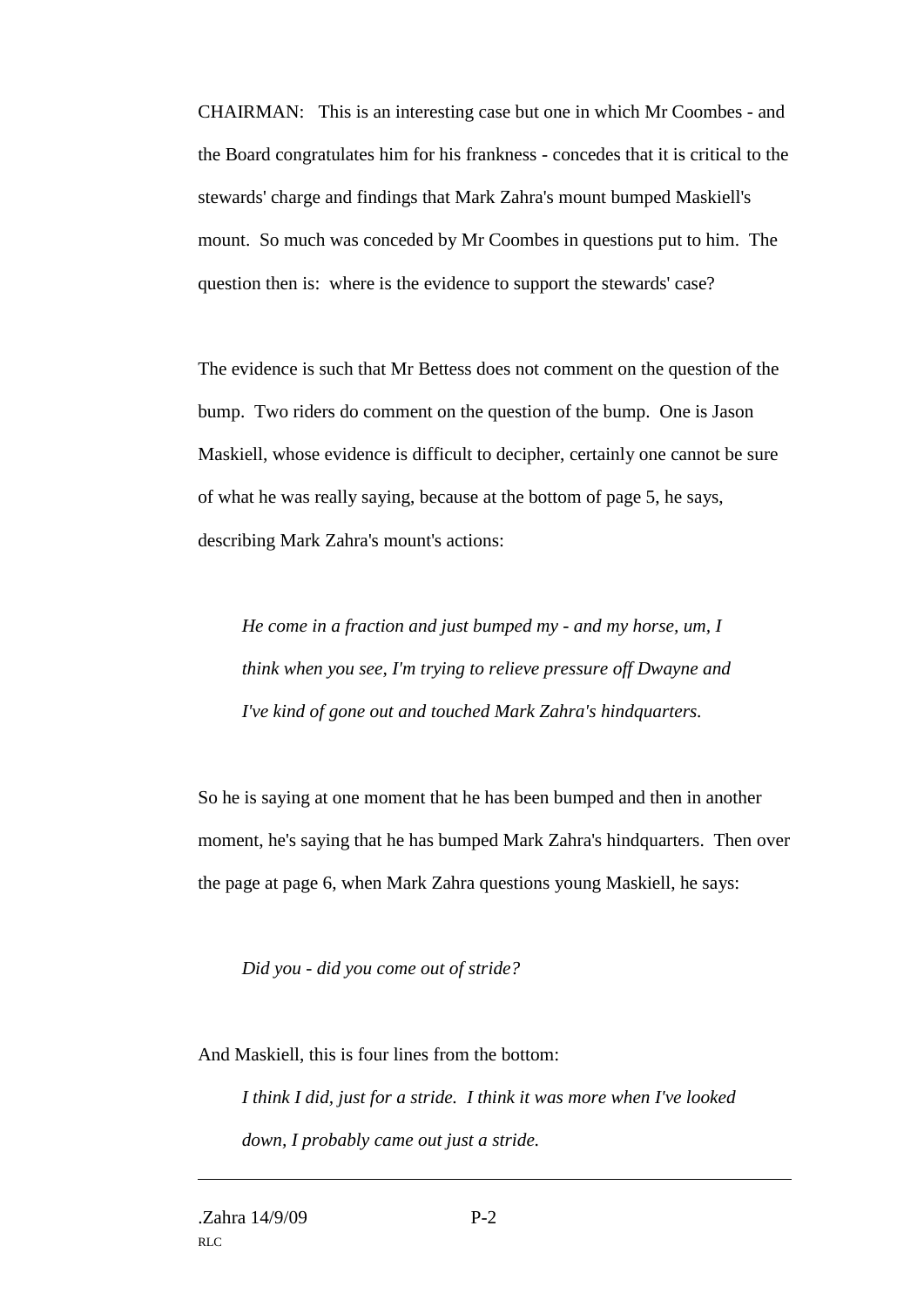CHAIRMAN: This is an interesting case but one in which Mr Coombes - and the Board congratulates him for his frankness - concedes that it is critical to the stewards' charge and findings that Mark Zahra's mount bumped Maskiell's mount. So much was conceded by Mr Coombes in questions put to him. The question then is: where is the evidence to support the stewards' case?

The evidence is such that Mr Bettess does not comment on the question of the bump. Two riders do comment on the question of the bump. One is Jason Maskiell, whose evidence is difficult to decipher, certainly one cannot be sure of what he was really saying, because at the bottom of page 5, he says, describing Mark Zahra's mount's actions:

> *He come in a fraction and just bumped my - and my horse, um, I think when you see, I'm trying to relieve pressure off Dwayne and I've kind of gone out and touched Mark Zahra's hindquarters.*

So he is saying at one moment that he has been bumped and then in another moment, he's saying that he has bumped Mark Zahra's hindquarters. Then over the page at page 6, when Mark Zahra questions young Maskiell, he says:

> *Did you - did you come out of stride?*

And Maskiell, this is four lines from the bottom:

> *I think I did, just for a stride. I think it was more when I've looked down, I probably came out just a stride.*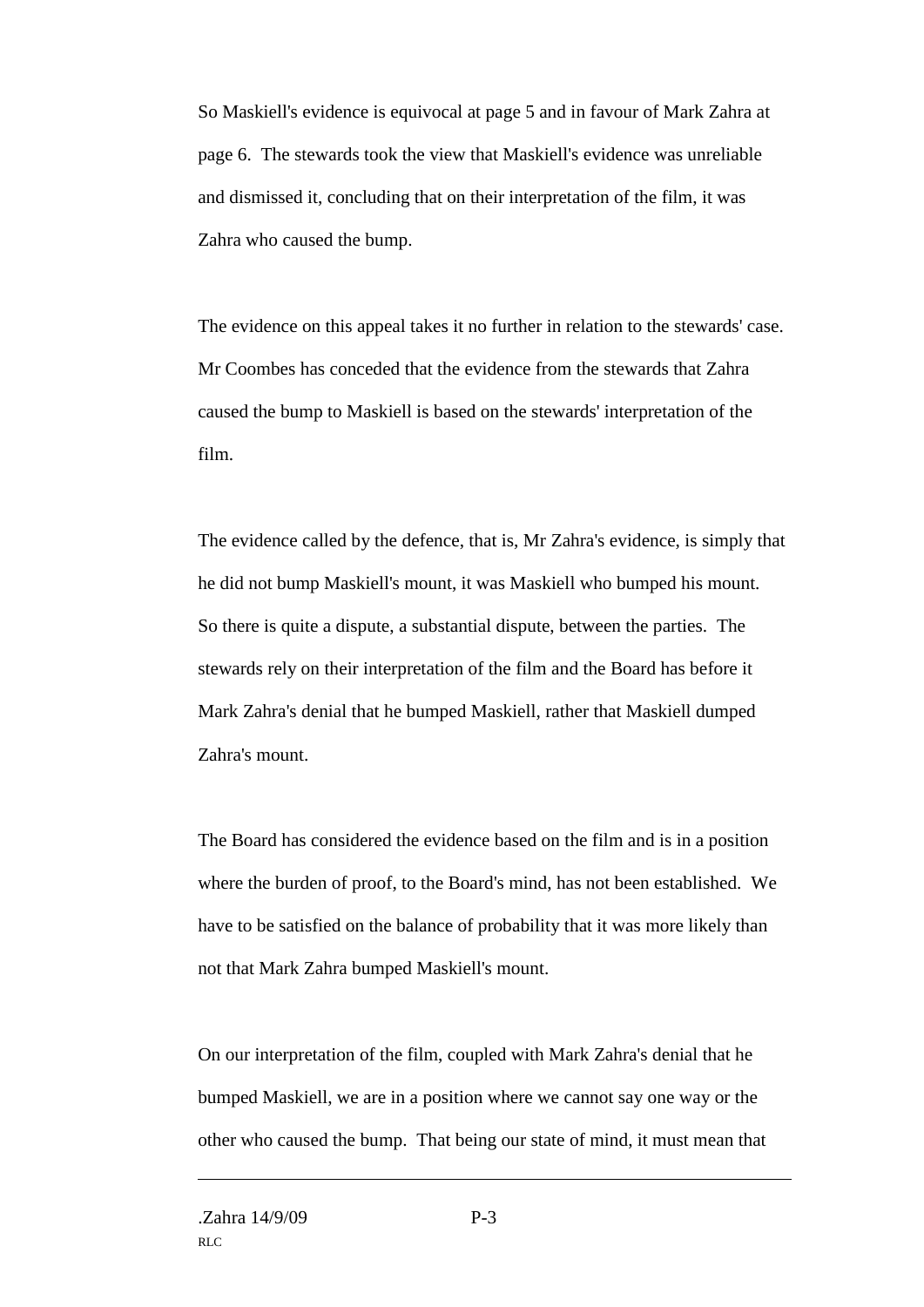So Maskiell's evidence is equivocal at page 5 and in favour of Mark Zahra at page 6. The stewards took the view that Maskiell's evidence was unreliable and dismissed it, concluding that on their interpretation of the film, it was Zahra who caused the bump.

The evidence on this appeal takes it no further in relation to the stewards' case. Mr Coombes has conceded that the evidence from the stewards that Zahra caused the bump to Maskiell is based on the stewards' interpretation of the film.

The evidence called by the defence, that is, Mr Zahra's evidence, is simply that he did not bump Maskiell's mount, it was Maskiell who bumped his mount. So there is quite a dispute, a substantial dispute, between the parties. The stewards rely on their interpretation of the film and the Board has before it Mark Zahra's denial that he bumped Maskiell, rather that Maskiell dumped Zahra's mount.

The Board has considered the evidence based on the film and is in a position where the burden of proof, to the Board's mind, has not been established. We have to be satisfied on the balance of probability that it was more likely than not that Mark Zahra bumped Maskiell's mount.

On our interpretation of the film, coupled with Mark Zahra's denial that he bumped Maskiell, we are in a position where we cannot say one way or the other who caused the bump. That being our state of mind, it must mean that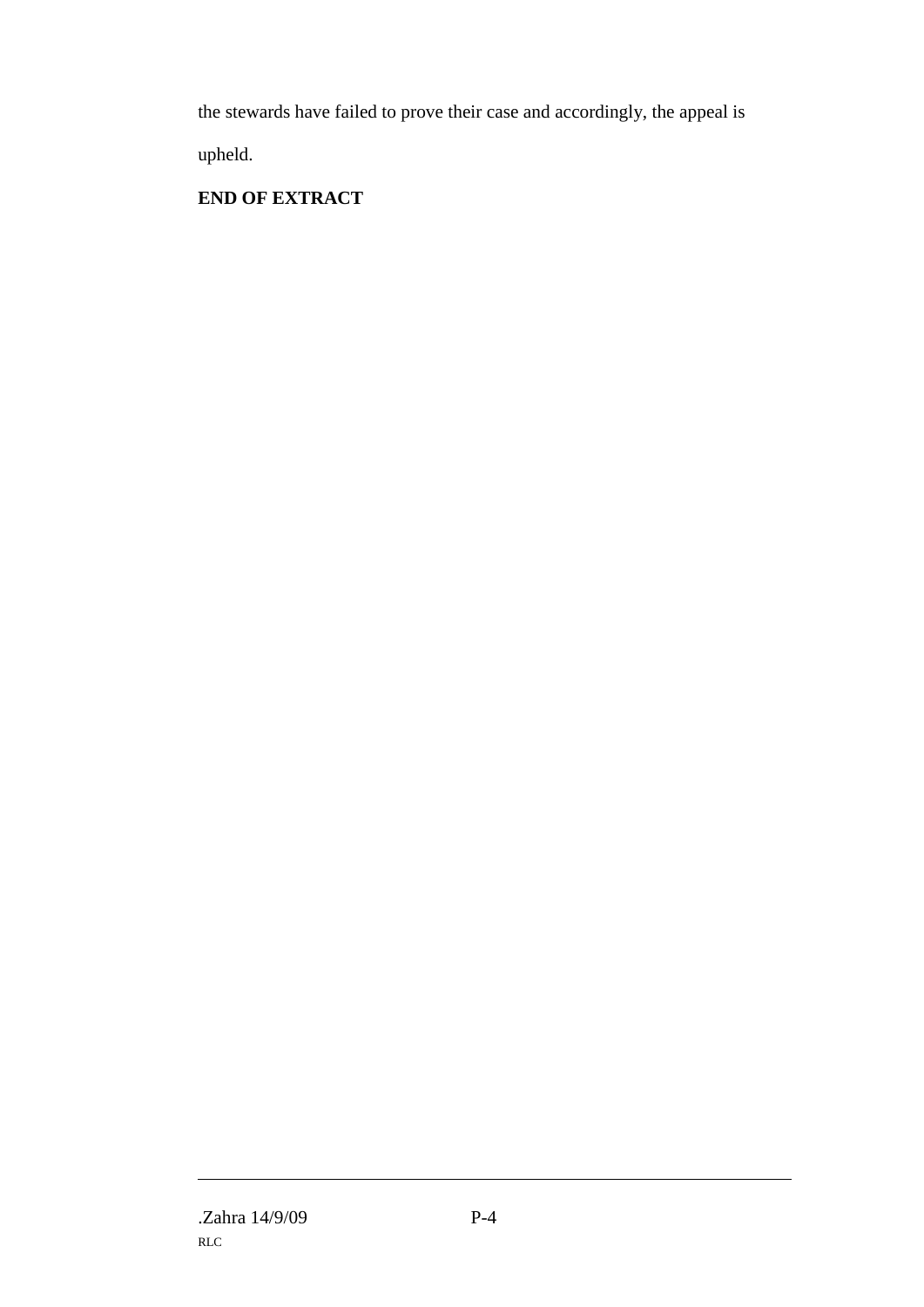the stewards have failed to prove their case and accordingly, the appeal is upheld.

**END OF EXTRACT**